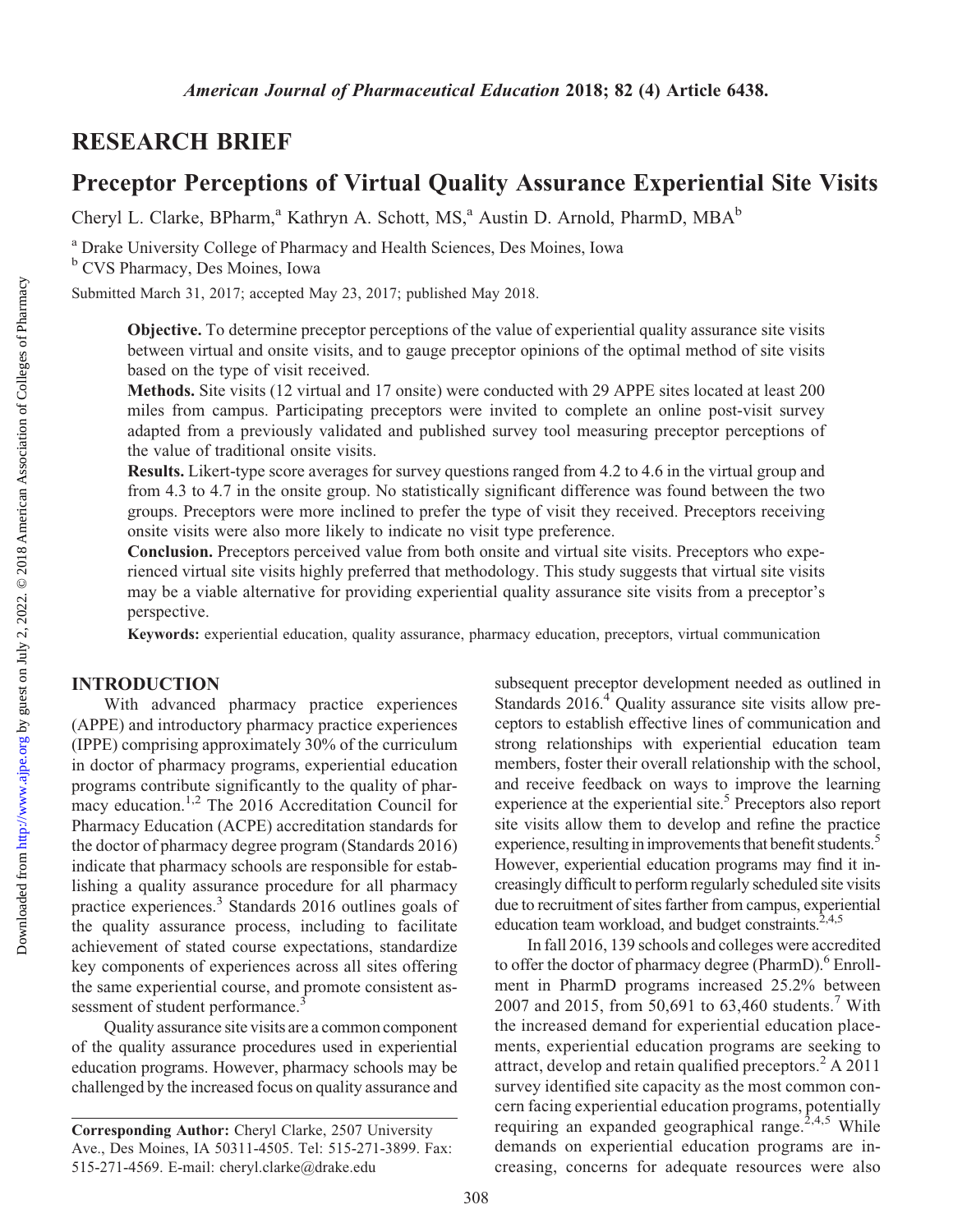## RESEARCH BRIEF

# Preceptor Perceptions of Virtual Quality Assurance Experiential Site Visits

Cheryl L. Clarke, BPharm,[a] Kathryn A. Schott, MS,[a] Austin D. Arnold, PharmD, MBA[b]

[a] Drake University College of Pharmacy and Health Sciences, Des Moines, Iowa

[b] CVS Pharmacy, Des Moines, Iowa

Submitted March 31, 2017; accepted May 23, 2017; published May 2018.

**Objective.** To determine preceptor perceptions of the value of experiential quality assurance site visits between virtual and onsite visits, and to gauge preceptor opinions of the optimal method of site visits based on the type of visit received.

**Methods.** Site visits (12 virtual and 17 onsite) were conducted with 29 APPE sites located at least 200 miles from campus. Participating preceptors were invited to complete an online post-visit survey adapted from a previously validated and published survey tool measuring preceptor perceptions of the value of traditional onsite visits.

**Results.** Likert-type score averages for survey questions ranged from 4.2 to 4.6 in the virtual group and from 4.3 to 4.7 in the onsite group. No statistically significant difference was found between the two groups. Preceptors were more inclined to prefer the type of visit they received. Preceptors receiving onsite visits were also more likely to indicate no visit type preference.

**Conclusion.** Preceptors perceived value from both onsite and virtual site visits. Preceptors who experienced virtual site visits highly preferred that methodology. This study suggests that virtual site visits may be a viable alternative for providing experiential quality assurance site visits from a preceptor's perspective.

**Keywords:** experiential education, quality assurance, pharmacy education, preceptors, virtual communication

## INTRODUCTION

With advanced pharmacy practice experiences (APPE) and introductory pharmacy practice experiences (IPPE) comprising approximately 30% of the curriculum in doctor of pharmacy programs, experiential education programs contribute significantly to the quality of pharmacy education.[1,2] The 2016 Accreditation Council for Pharmacy Education (ACPE) accreditation standards for the doctor of pharmacy degree program (Standards 2016) indicate that pharmacy schools are responsible for establishing a quality assurance procedure for all pharmacy practice experiences.[3] Standards 2016 outlines goals of the quality assurance process, including to facilitate achievement of stated course expectations, standardize key components of experiences across all sites offering the same experiential course, and promote consistent assessment of student performance.[3]

Quality assurance site visits are a common component of the quality assurance procedures used in experiential education programs. However, pharmacy schools may be challenged by the increased focus on quality assurance and subsequent preceptor development needed as outlined in Standards 2016.[4] Quality assurance site visits allow preceptors to establish effective lines of communication and strong relationships with experiential education team members, foster their overall relationship with the school, and receive feedback on ways to improve the learning experience at the experiential site.[5] Preceptors also report site visits allow them to develop and refine the practice experience, resulting in improvements that benefit students.[5] However, experiential education programs may find it increasingly difficult to perform regularly scheduled site visits due to recruitment of sites farther from campus, experiential education team workload, and budget constraints.[2,4,5]

In fall 2016, 139 schools and colleges were accredited to offer the doctor of pharmacy degree (PharmD).[6] Enrollment in PharmD programs increased 25.2% between 2007 and 2015, from 50,691 to 63,460 students.[7] With the increased demand for experiential education placements, experiential education programs are seeking to attract, develop and retain qualified preceptors.[2] A 2011 survey identified site capacity as the most common concern facing experiential education programs, potentially requiring an expanded geographical range.[2,4,5] While demands on experiential education programs are increasing, concerns for adequate resources were also

**Corresponding Author:** Cheryl Clarke, 2507 University Ave., Des Moines, IA 50311-4505. Tel: 515-271-3899. Fax: 515-271-4569. E-mail: cheryl.clarke@drake.edu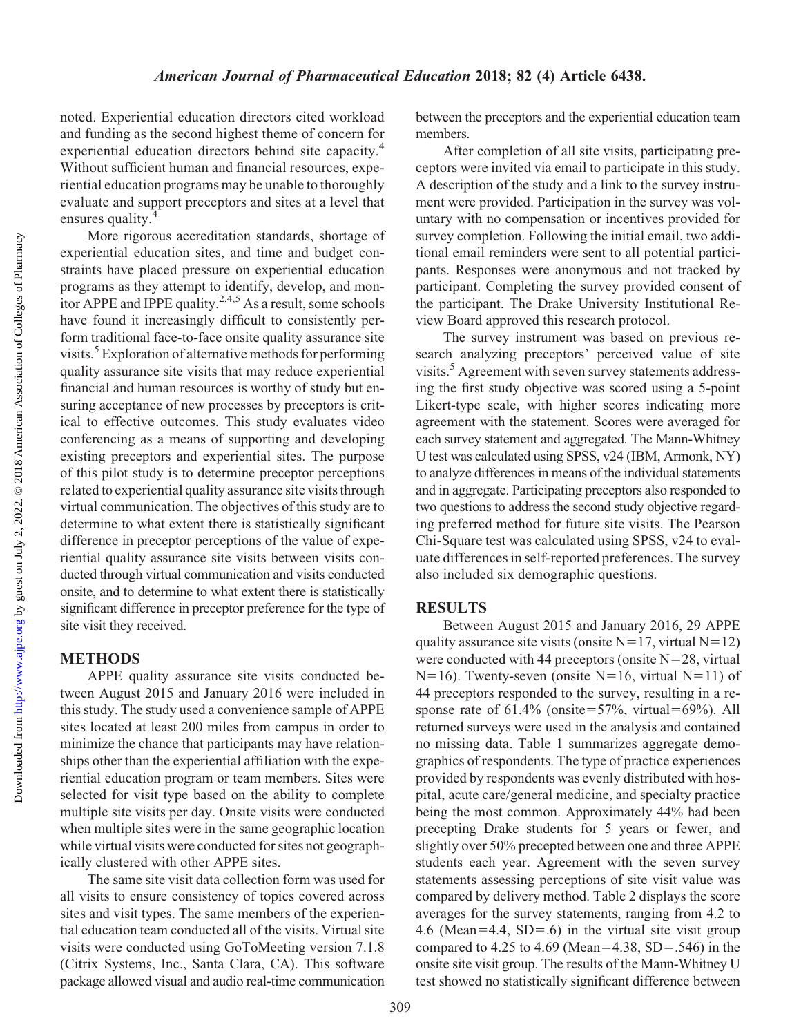noted. Experiential education directors cited workload and funding as the second highest theme of concern for experiential education directors behind site capacity.[4] Without sufficient human and financial resources, experiential education programs may be unable to thoroughly evaluate and support preceptors and sites at a level that ensures quality.[4]

More rigorous accreditation standards, shortage of experiential education sites, and time and budget constraints have placed pressure on experiential education programs as they attempt to identify, develop, and monitor APPE and IPPE quality.[2,4,5] As a result, some schools have found it increasingly difficult to consistently perform traditional face-to-face onsite quality assurance site visits.[5] Exploration of alternative methods for performing quality assurance site visits that may reduce experiential financial and human resources is worthy of study but ensuring acceptance of new processes by preceptors is critical to effective outcomes. This study evaluates video conferencing as a means of supporting and developing existing preceptors and experiential sites. The purpose of this pilot study is to determine preceptor perceptions related to experiential quality assurance site visits through virtual communication. The objectives of this study are to determine to what extent there is statistically significant difference in preceptor perceptions of the value of experiential quality assurance site visits between visits conducted through virtual communication and visits conducted onsite, and to determine to what extent there is statistically significant difference in preceptor preference for the type of site visit they received.

## METHODS

APPE quality assurance site visits conducted between August 2015 and January 2016 were included in this study. The study used a convenience sample of APPE sites located at least 200 miles from campus in order to minimize the chance that participants may have relationships other than the experiential affiliation with the experiential education program or team members. Sites were selected for visit type based on the ability to complete multiple site visits per day. Onsite visits were conducted when multiple sites were in the same geographic location while virtual visits were conducted for sites not geographically clustered with other APPE sites.

The same site visit data collection form was used for all visits to ensure consistency of topics covered across sites and visit types. The same members of the experiential education team conducted all of the visits. Virtual site visits were conducted using GoToMeeting version 7.1.8 (Citrix Systems, Inc., Santa Clara, CA). This software package allowed visual and audio real-time communication between the preceptors and the experiential education team members.

After completion of all site visits, participating preceptors were invited via email to participate in this study. A description of the study and a link to the survey instrument were provided. Participation in the survey was voluntary with no compensation or incentives provided for survey completion. Following the initial email, two additional email reminders were sent to all potential participants. Responses were anonymous and not tracked by participant. Completing the survey provided consent of the participant. The Drake University Institutional Review Board approved this research protocol.

The survey instrument was based on previous research analyzing preceptors' perceived value of site visits.[5] Agreement with seven survey statements addressing the first study objective was scored using a 5-point Likert-type scale, with higher scores indicating more agreement with the statement. Scores were averaged for each survey statement and aggregated. The Mann-Whitney U test was calculated using SPSS, v24 (IBM, Armonk, NY) to analyze differences in means of the individual statements and in aggregate. Participating preceptors also responded to two questions to address the second study objective regarding preferred method for future site visits. The Pearson Chi-Square test was calculated using SPSS, v24 to evaluate differences in self-reported preferences. The survey also included six demographic questions.

## RESULTS

Between August 2015 and January 2016, 29 APPE quality assurance site visits (onsite N=17, virtual N=12) were conducted with 44 preceptors (onsite N=28, virtual N=16). Twenty-seven (onsite N=16, virtual N=11) of 44 preceptors responded to the survey, resulting in a response rate of 61.4% (onsite=57%, virtual=69%). All returned surveys were used in the analysis and contained no missing data. Table 1 summarizes aggregate demographics of respondents. The type of practice experiences provided by respondents was evenly distributed with hospital, acute care/general medicine, and specialty practice being the most common. Approximately 44% had been precepting Drake students for 5 years or fewer, and slightly over 50% precepted between one and three APPE students each year. Agreement with the seven survey statements assessing perceptions of site visit value was compared by delivery method. Table 2 displays the score averages for the survey statements, ranging from 4.2 to 4.6 (Mean=4.4, SD=.6) in the virtual site visit group compared to 4.25 to 4.69 (Mean=4.38, SD=.546) in the onsite site visit group. The results of the Mann-Whitney U test showed no statistically significant difference between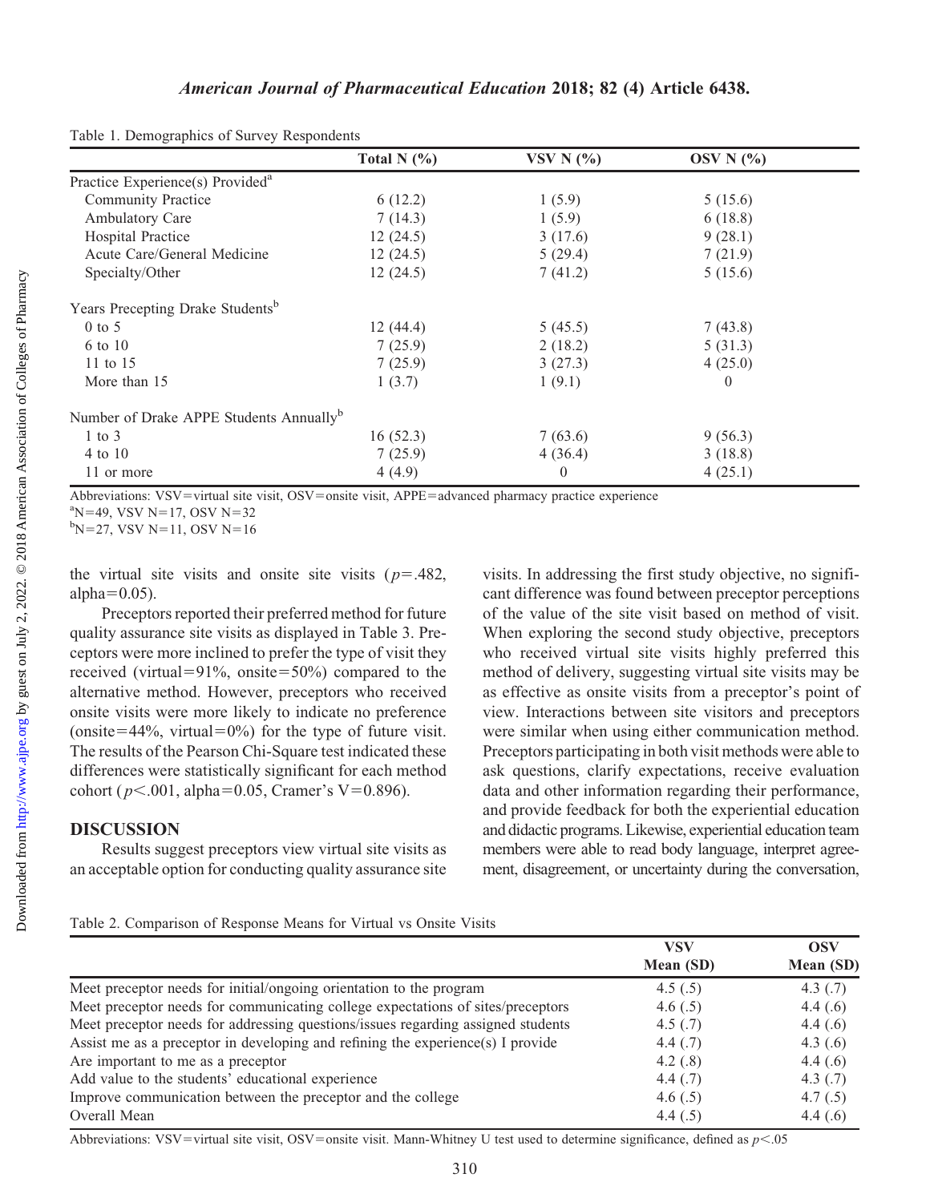Table 1. Demographics of Survey Respondents

| | Total N (%) | VSV N (%) | OSV N (%) |
|---|---|---|---|
| Practice Experience(s) Provided[a] | | | |
| Community Practice | 6 (12.2) | 1 (5.9) | 5 (15.6) |
| Ambulatory Care | 7 (14.3) | 1 (5.9) | 6 (18.8) |
| Hospital Practice | 12 (24.5) | 3 (17.6) | 9 (28.1) |
| Acute Care/General Medicine | 12 (24.5) | 5 (29.4) | 7 (21.9) |
| Specialty/Other | 12 (24.5) | 7 (41.2) | 5 (15.6) |
| Years Precepting Drake Students[b] | | | |
| 0 to 5 | 12 (44.4) | 5 (45.5) | 7 (43.8) |
| 6 to 10 | 7 (25.9) | 2 (18.2) | 5 (31.3) |
| 11 to 15 | 7 (25.9) | 3 (27.3) | 4 (25.0) |
| More than 15 | 1 (3.7) | 1 (9.1) | 0 |
| Number of Drake APPE Students Annually[b] | | | |
| 1 to 3 | 16 (52.3) | 7 (63.6) | 9 (56.3) |
| 4 to 10 | 7 (25.9) | 4 (36.4) | 3 (18.8) |
| 11 or more | 4 (4.9) | 0 | 4 (25.1) |

Abbreviations: VSV=virtual site visit, OSV=onsite visit, APPE=advanced pharmacy practice experience

[a]N=49, VSV N=17, OSV N=32

[b]N=27, VSV N=11, OSV N=16

the virtual site visits and onsite site visits ($p$=.482, alpha=0.05).

Preceptors reported their preferred method for future quality assurance site visits as displayed in Table 3. Preceptors were more inclined to prefer the type of visit they received (virtual=91%, onsite=50%) compared to the alternative method. However, preceptors who received onsite visits were more likely to indicate no preference (onsite=44%, virtual=0%) for the type of future visit. The results of the Pearson Chi-Square test indicated these differences were statistically significant for each method cohort ($p$<.001, alpha=0.05, Cramer's V=0.896).

## DISCUSSION

Results suggest preceptors view virtual site visits as an acceptable option for conducting quality assurance site visits. In addressing the first study objective, no significant difference was found between preceptor perceptions of the value of the site visit based on method of visit. When exploring the second study objective, preceptors who received virtual site visits highly preferred this method of delivery, suggesting virtual site visits may be as effective as onsite visits from a preceptor's point of view. Interactions between site visitors and preceptors were similar when using either communication method. Preceptors participating in both visit methods were able to ask questions, clarify expectations, receive evaluation data and other information regarding their performance, and provide feedback for both the experiential education and didactic programs. Likewise, experiential education team members were able to read body language, interpret agreement, disagreement, or uncertainty during the conversation,

Table 2. Comparison of Response Means for Virtual vs Onsite Visits

| | VSV Mean (SD) | OSV Mean (SD) |
|---|---|---|
| Meet preceptor needs for initial/ongoing orientation to the program | 4.5 (.5) | 4.3 (.7) |
| Meet preceptor needs for communicating college expectations of sites/preceptors | 4.6 (.5) | 4.4 (.6) |
| Meet preceptor needs for addressing questions/issues regarding assigned students | 4.5 (.7) | 4.4 (.6) |
| Assist me as a preceptor in developing and refining the experience(s) I provide | 4.4 (.7) | 4.3 (.6) |
| Are important to me as a preceptor | 4.2 (.8) | 4.4 (.6) |
| Add value to the students' educational experience | 4.4 (.7) | 4.3 (.7) |
| Improve communication between the preceptor and the college | 4.6 (.5) | 4.7 (.5) |
| Overall Mean | 4.4 (.5) | 4.4 (.6) |

Abbreviations: VSV=virtual site visit, OSV=onsite visit. Mann-Whitney U test used to determine significance, defined as $p$<.05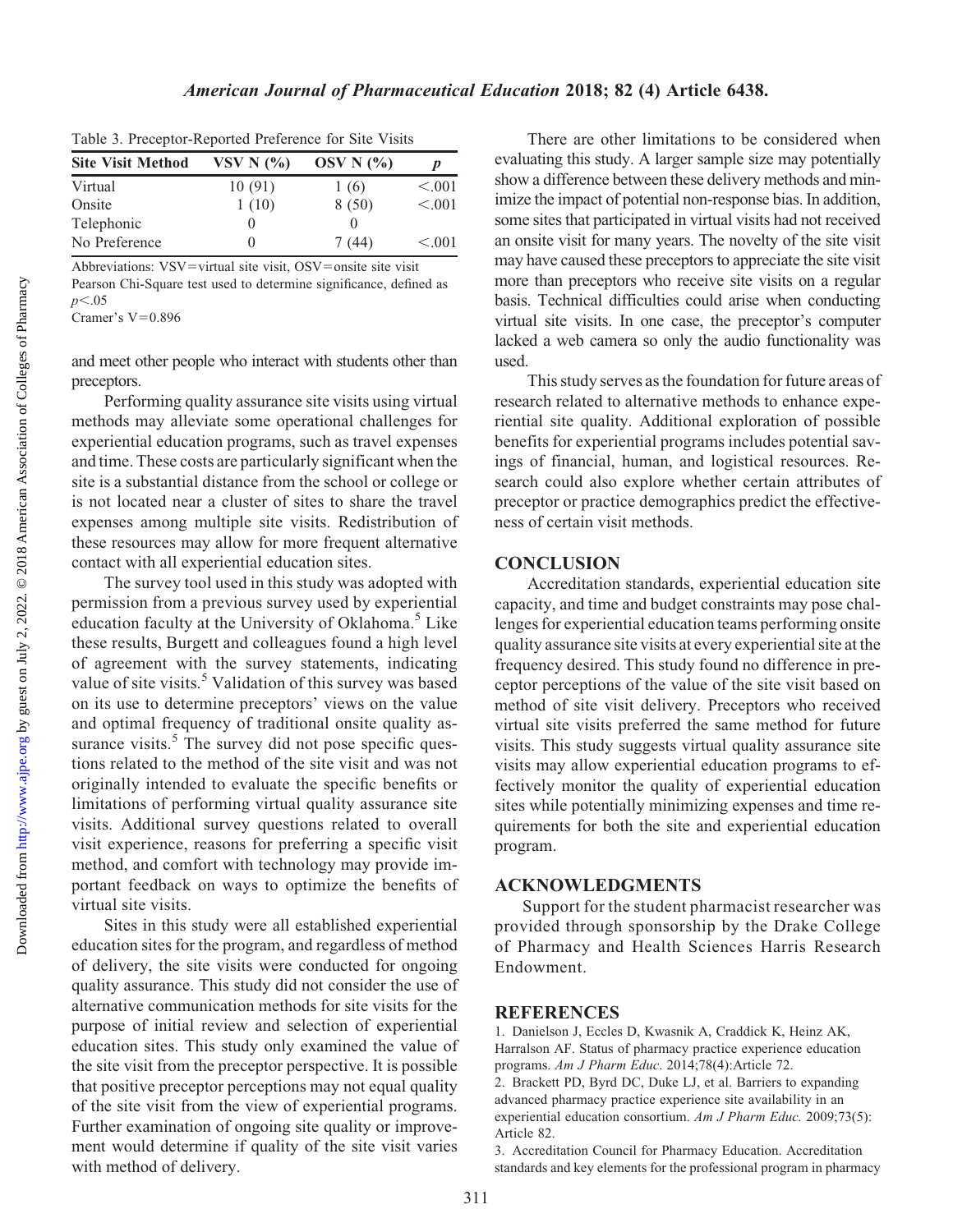Table 3. Preceptor-Reported Preference for Site Visits

| Site Visit Method | VSV N (%) | OSV N (%) | p |
|---|---|---|---|
| Virtual | 10 (91) | 1 (6) | <.001 |
| Onsite | 1 (10) | 8 (50) | <.001 |
| Telephonic | 0 | 0 | |
| No Preference | 0 | 7 (44) | <.001 |

Abbreviations: VSV=virtual site visit, OSV=onsite site visit
Pearson Chi-Square test used to determine significance, defined as $p<.05$
Cramer's V=0.896

and meet other people who interact with students other than preceptors.

Performing quality assurance site visits using virtual methods may alleviate some operational challenges for experiential education programs, such as travel expenses and time. These costs are particularly significant when the site is a substantial distance from the school or college or is not located near a cluster of sites to share the travel expenses among multiple site visits. Redistribution of these resources may allow for more frequent alternative contact with all experiential education sites.

The survey tool used in this study was adopted with permission from a previous survey used by experiential education faculty at the University of Oklahoma.[5] Like these results, Burgett and colleagues found a high level of agreement with the survey statements, indicating value of site visits.[5] Validation of this survey was based on its use to determine preceptors' views on the value and optimal frequency of traditional onsite quality assurance visits.[5] The survey did not pose specific questions related to the method of the site visit and was not originally intended to evaluate the specific benefits or limitations of performing virtual quality assurance site visits. Additional survey questions related to overall visit experience, reasons for preferring a specific visit method, and comfort with technology may provide important feedback on ways to optimize the benefits of virtual site visits.

Sites in this study were all established experiential education sites for the program, and regardless of method of delivery, the site visits were conducted for ongoing quality assurance. This study did not consider the use of alternative communication methods for site visits for the purpose of initial review and selection of experiential education sites. This study only examined the value of the site visit from the preceptor perspective. It is possible that positive preceptor perceptions may not equal quality of the site visit from the view of experiential programs. Further examination of ongoing site quality or improvement would determine if quality of the site visit varies with method of delivery.

There are other limitations to be considered when evaluating this study. A larger sample size may potentially show a difference between these delivery methods and minimize the impact of potential non-response bias. In addition, some sites that participated in virtual visits had not received an onsite visit for many years. The novelty of the site visit may have caused these preceptors to appreciate the site visit more than preceptors who receive site visits on a regular basis. Technical difficulties could arise when conducting virtual site visits. In one case, the preceptor's computer lacked a web camera so only the audio functionality was used.

This study serves as the foundation for future areas of research related to alternative methods to enhance experiential site quality. Additional exploration of possible benefits for experiential programs includes potential savings of financial, human, and logistical resources. Research could also explore whether certain attributes of preceptor or practice demographics predict the effectiveness of certain visit methods.

## CONCLUSION

Accreditation standards, experiential education site capacity, and time and budget constraints may pose challenges for experiential education teams performing onsite quality assurance site visits at every experiential site at the frequency desired. This study found no difference in preceptor perceptions of the value of the site visit based on method of site visit delivery. Preceptors who received virtual site visits preferred the same method for future visits. This study suggests virtual quality assurance site visits may allow experiential education programs to effectively monitor the quality of experiential education sites while potentially minimizing expenses and time requirements for both the site and experiential education program.

## ACKNOWLEDGMENTS

Support for the student pharmacist researcher was provided through sponsorship by the Drake College of Pharmacy and Health Sciences Harris Research Endowment.

## REFERENCES

1. Danielson J, Eccles D, Kwasnik A, Craddick K, Heinz AK, Harralson AF. Status of pharmacy practice experience education programs. *Am J Pharm Educ*. 2014;78(4):Article 72.
2. Brackett PD, Byrd DC, Duke LJ, et al. Barriers to expanding advanced pharmacy practice experience site availability in an experiential education consortium. *Am J Pharm Educ.* 2009;73(5): Article 82.
3. Accreditation Council for Pharmacy Education. Accreditation standards and key elements for the professional program in pharmacy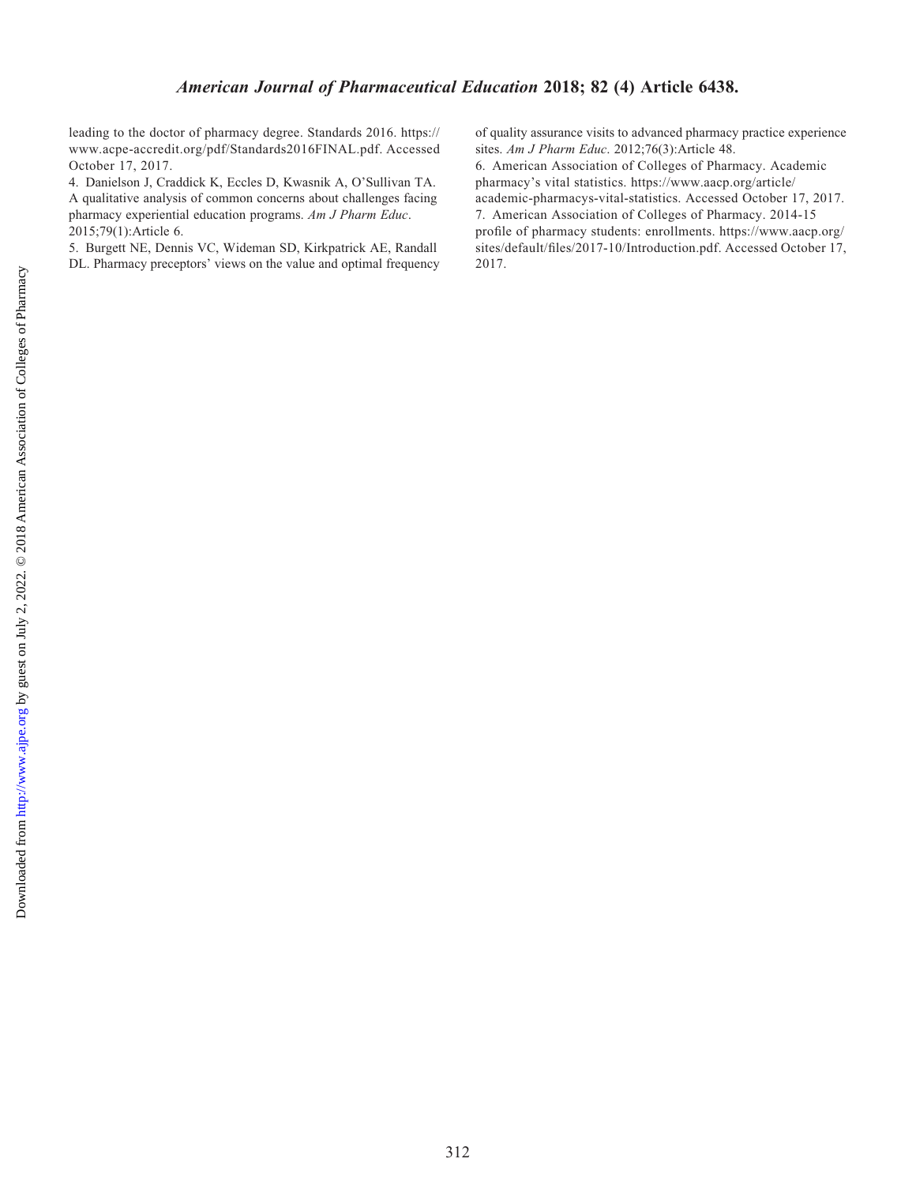leading to the doctor of pharmacy degree. Standards 2016. https://www.acpe-accredit.org/pdf/Standards2016FINAL.pdf. Accessed October 17, 2017.

4. Danielson J, Craddick K, Eccles D, Kwasnik A, O'Sullivan TA. A qualitative analysis of common concerns about challenges facing pharmacy experiential education programs. *Am J Pharm Educ*. 2015;79(1):Article 6.

5. Burgett NE, Dennis VC, Wideman SD, Kirkpatrick AE, Randall DL. Pharmacy preceptors' views on the value and optimal frequency of quality assurance visits to advanced pharmacy practice experience sites. *Am J Pharm Educ*. 2012;76(3):Article 48.

6. American Association of Colleges of Pharmacy. Academic pharmacy's vital statistics. https://www.aacp.org/article/academic-pharmacys-vital-statistics. Accessed October 17, 2017.

7. American Association of Colleges of Pharmacy. 2014-15 profile of pharmacy students: enrollments. https://www.aacp.org/sites/default/files/2017-10/Introduction.pdf. Accessed October 17, 2017.